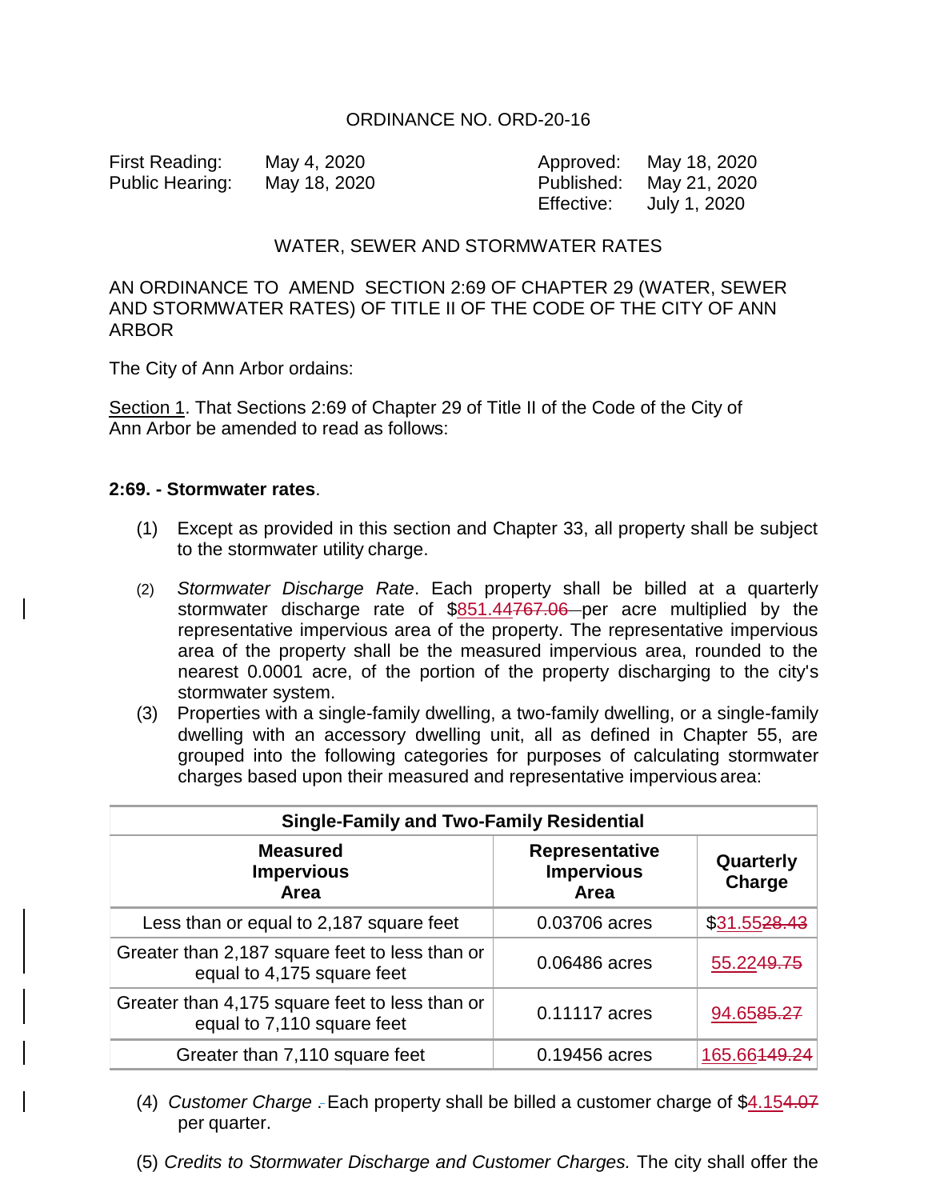ORDINANCE NO. ORD-20-16

| | | | |
|---|---|---|---|
| First Reading: | May 4, 2020 | Approved: | May 18, 2020 |
| Public Hearing: | May 18, 2020 | Published: | May 21, 2020 |
| | | Effective: | July 1, 2020 |

WATER, SEWER AND STORMWATER RATES

AN ORDINANCE TO AMEND SECTION 2:69 OF CHAPTER 29 (WATER, SEWER AND STORMWATER RATES) OF TITLE II OF THE CODE OF THE CITY OF ANN ARBOR

The City of Ann Arbor ordains:

Section 1. That Sections 2:69 of Chapter 29 of Title II of the Code of the City of Ann Arbor be amended to read as follows:

**2:69. - Stormwater rates**.

(1) Except as provided in this section and Chapter 33, all property shall be subject to the stormwater utility charge.

(2) *Stormwater Discharge Rate*. Each property shall be billed at a quarterly stormwater discharge rate of $851.44~~767.06~~ per acre multiplied by the representative impervious area of the property. The representative impervious area of the property shall be the measured impervious area, rounded to the nearest 0.0001 acre, of the portion of the property discharging to the city's stormwater system.

(3) Properties with a single-family dwelling, a two-family dwelling, or a single-family dwelling with an accessory dwelling unit, all as defined in Chapter 55, are grouped into the following categories for purposes of calculating stormwater charges based upon their measured and representative impervious area:

| Single-Family and Two-Family Residential | | |
|---|---|---|
| **Measured Impervious Area** | **Representative Impervious Area** | **Quarterly Charge** |
| Less than or equal to 2,187 square feet | 0.03706 acres | $31.55~~28.43~~ |
| Greater than 2,187 square feet to less than or equal to 4,175 square feet | 0.06486 acres | 55.22~~49.75~~ |
| Greater than 4,175 square feet to less than or equal to 7,110 square feet | 0.11117 acres | 94.65~~85.27~~ |
| Greater than 7,110 square feet | 0.19456 acres | 165.66~~149.24~~ |

(4) *Customer Charge* . Each property shall be billed a customer charge of $4.15~~4.07~~ per quarter.

(5) *Credits to Stormwater Discharge and Customer Charges.* The city shall offer the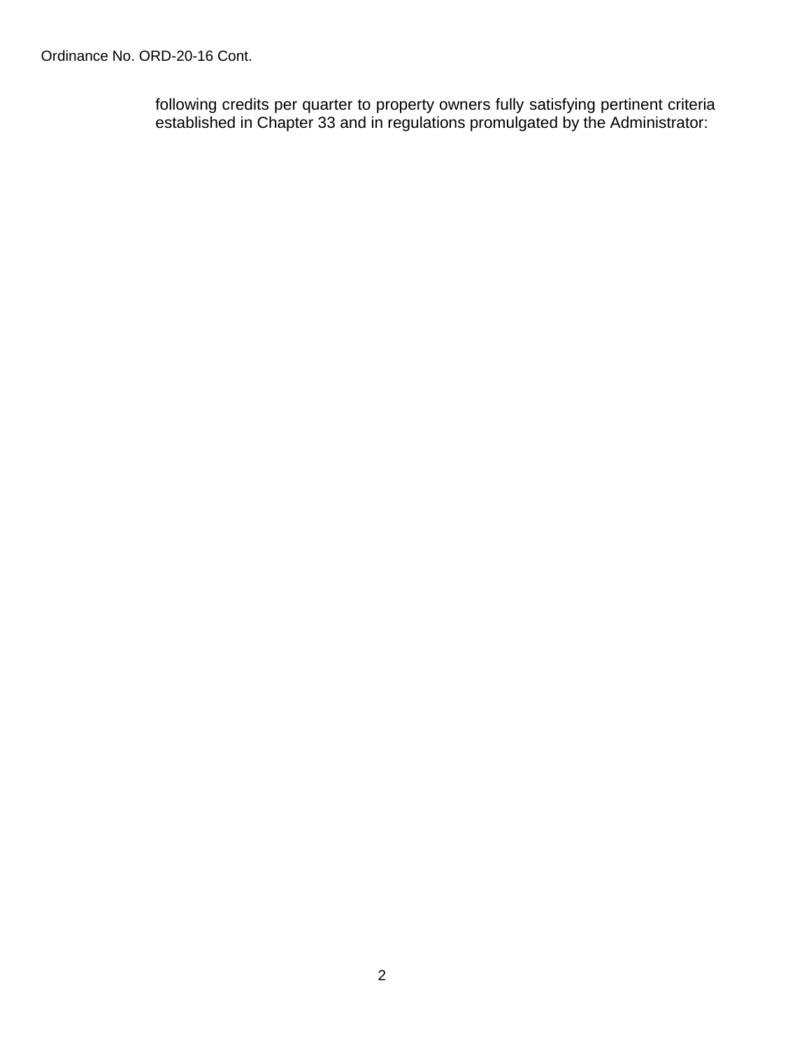following credits per quarter to property owners fully satisfying pertinent criteria established in Chapter 33 and in regulations promulgated by the Administrator: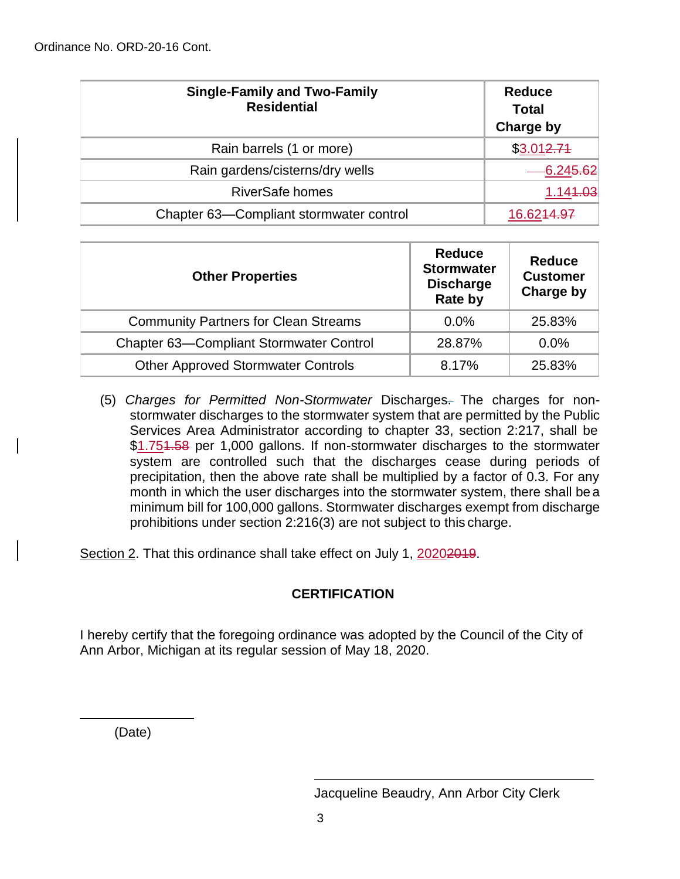Ordinance No. ORD-20-16 Cont.

| Single-Family and Two-Family Residential | Reduce Total Charge by |
|---|---|
| Rain barrels (1 or more) | $3.01~~2.71~~ |
| Rain gardens/cisterns/dry wells | 6.24~~5.62~~ |
| RiverSafe homes | 1.14~~1.03~~ |
| Chapter 63—Compliant stormwater control | 16.62~~14.97~~ |

| Other Properties | Reduce Stormwater Discharge Rate by | Reduce Customer Charge by |
|---|---|---|
| Community Partners for Clean Streams | 0.0% | 25.83% |
| Chapter 63—Compliant Stormwater Control | 28.87% | 0.0% |
| Other Approved Stormwater Controls | 8.17% | 25.83% |

(5) *Charges for Permitted Non-Stormwater* Discharges. The charges for non-stormwater discharges to the stormwater system that are permitted by the Public Services Area Administrator according to chapter 33, section 2:217, shall be $1.75~~1.58~~ per 1,000 gallons. If non-stormwater discharges to the stormwater system are controlled such that the discharges cease during periods of precipitation, then the above rate shall be multiplied by a factor of 0.3. For any month in which the user discharges into the stormwater system, there shall be a minimum bill for 100,000 gallons. Stormwater discharges exempt from discharge prohibitions under section 2:216(3) are not subject to this charge.

Section 2. That this ordinance shall take effect on July 1, 2020~~2019~~.

**CERTIFICATION**

I hereby certify that the foregoing ordinance was adopted by the Council of the City of Ann Arbor, Michigan at its regular session of May 18, 2020.

\_\_\_\_\_\_\_\_\_\_\_\_\_\_\_\_\_\_\_\_
(Date)

\_\_\_\_\_\_\_\_\_\_\_\_\_\_\_\_\_\_\_\_\_\_\_\_\_\_\_\_\_\_\_\_\_\_\_\_
Jacqueline Beaudry, Ann Arbor City Clerk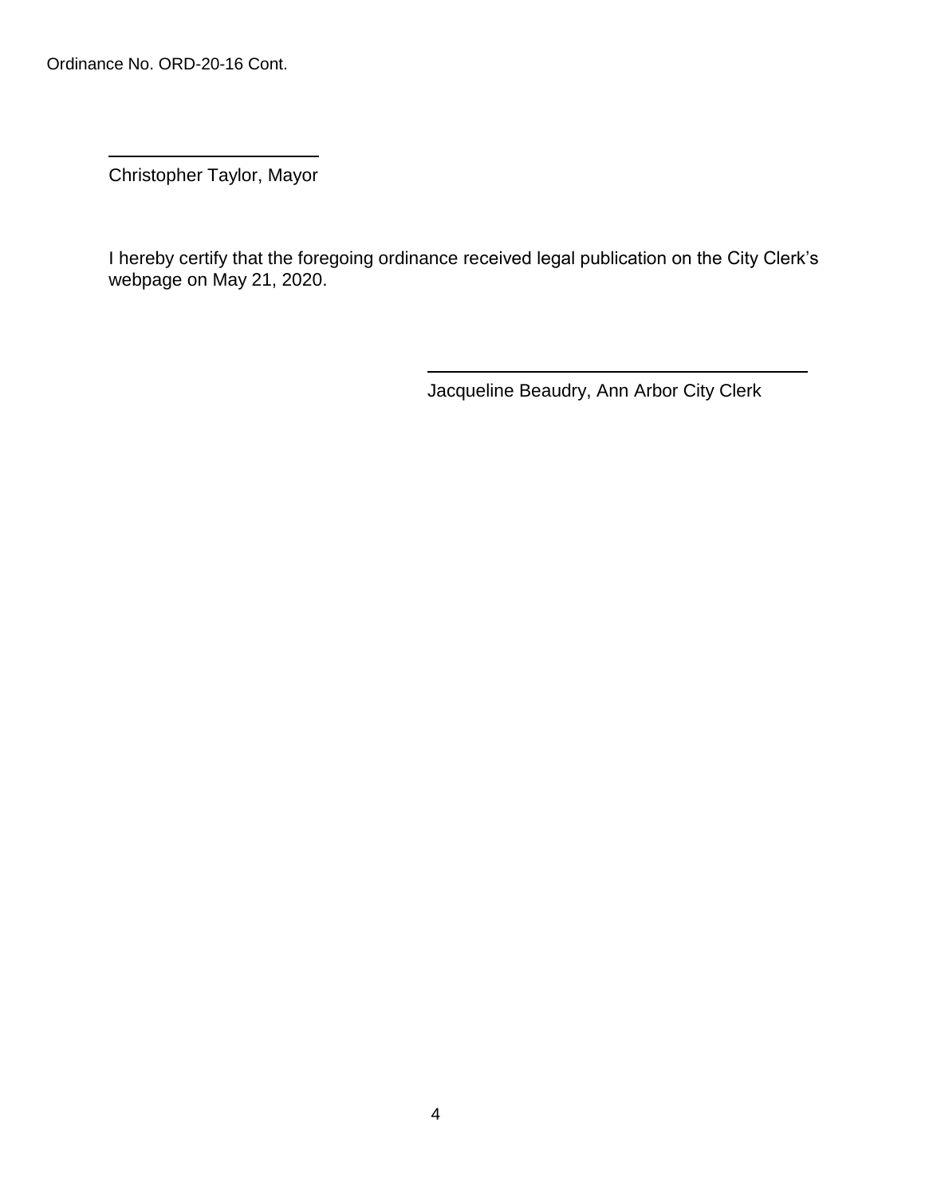Christopher Taylor, Mayor

I hereby certify that the foregoing ordinance received legal publication on the City Clerk's webpage on May 21, 2020.

Jacqueline Beaudry, Ann Arbor City Clerk